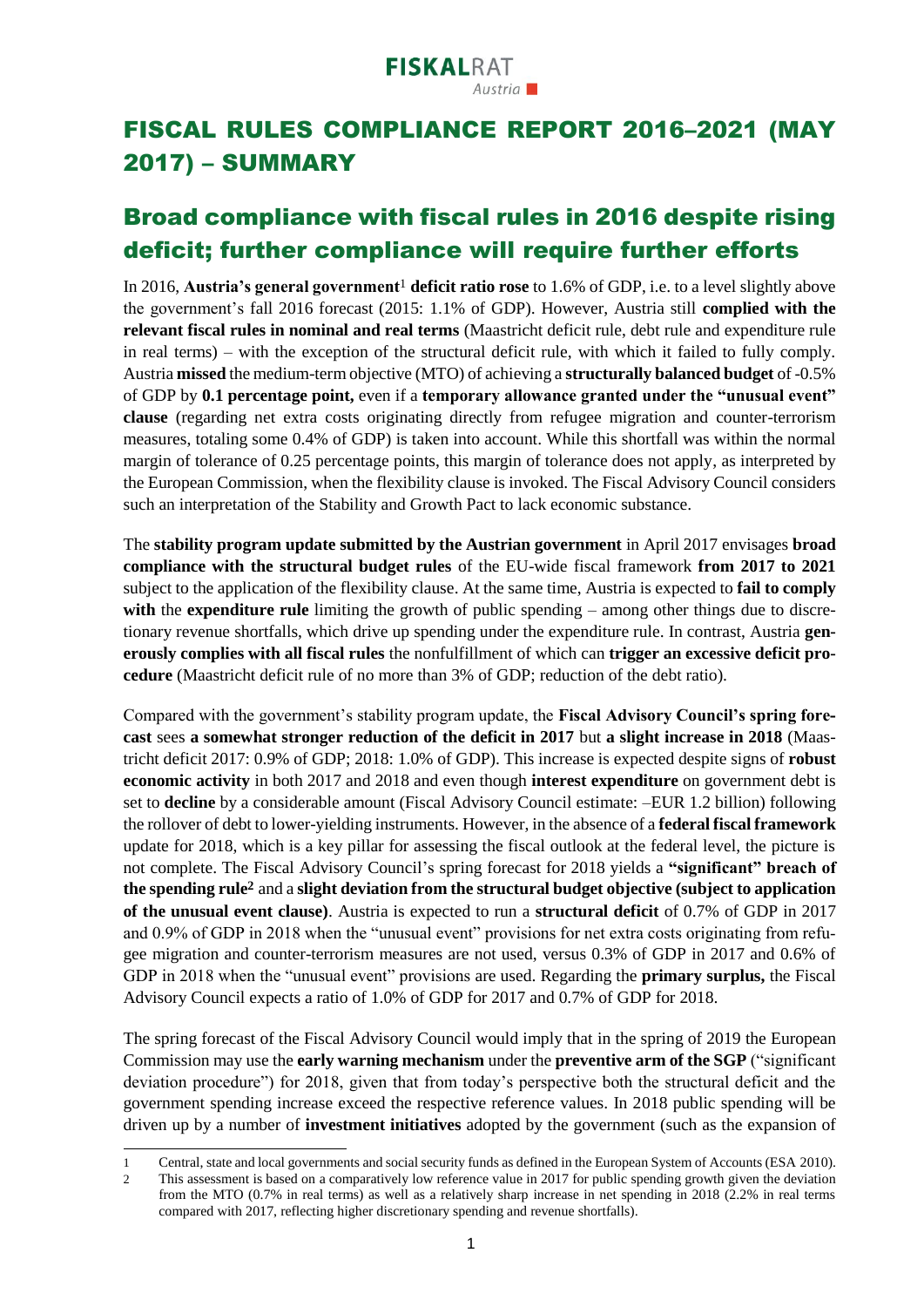# FISCAL RULES COMPLIANCE REPORT 2016–2021 (MAY 2017) – SUMMARY

## Broad compliance with fiscal rules in 2016 despite rising deficit; further compliance will require further efforts

In 2016, **Austria's general government**[1] **deficit ratio rose** to 1.6% of GDP, i.e. to a level slightly above the government's fall 2016 forecast (2015: 1.1% of GDP). However, Austria still **complied with the relevant fiscal rules in nominal and real terms** (Maastricht deficit rule, debt rule and expenditure rule in real terms) – with the exception of the structural deficit rule, with which it failed to fully comply. Austria **missed** the medium-term objective (MTO) of achieving a **structurally balanced budget** of -0.5% of GDP by **0.1 percentage point,** even if a **temporary allowance granted under the "unusual event" clause** (regarding net extra costs originating directly from refugee migration and counter-terrorism measures, totaling some 0.4% of GDP) is taken into account. While this shortfall was within the normal margin of tolerance of 0.25 percentage points, this margin of tolerance does not apply, as interpreted by the European Commission, when the flexibility clause is invoked. The Fiscal Advisory Council considers such an interpretation of the Stability and Growth Pact to lack economic substance.

The **stability program update submitted by the Austrian government** in April 2017 envisages **broad compliance with the structural budget rules** of the EU-wide fiscal framework **from 2017 to 2021** subject to the application of the flexibility clause. At the same time, Austria is expected to **fail to comply with** the **expenditure rule** limiting the growth of public spending – among other things due to discretionary revenue shortfalls, which drive up spending under the expenditure rule. In contrast, Austria **generously complies with all fiscal rules** the nonfulfillment of which can **trigger an excessive deficit procedure** (Maastricht deficit rule of no more than 3% of GDP; reduction of the debt ratio).

Compared with the government's stability program update, the **Fiscal Advisory Council's spring forecast** sees **a somewhat stronger reduction of the deficit in 2017** but **a slight increase in 2018** (Maastricht deficit 2017: 0.9% of GDP; 2018: 1.0% of GDP). This increase is expected despite signs of **robust economic activity** in both 2017 and 2018 and even though **interest expenditure** on government debt is set to **decline** by a considerable amount (Fiscal Advisory Council estimate: –EUR 1.2 billion) following the rollover of debt to lower-yielding instruments. However, in the absence of a **federal fiscal framework** update for 2018, which is a key pillar for assessing the fiscal outlook at the federal level, the picture is not complete. The Fiscal Advisory Council's spring forecast for 2018 yields a **"significant" breach of the spending rule**[2] and a **slight deviation from the structural budget objective (subject to application of the unusual event clause)**. Austria is expected to run a **structural deficit** of 0.7% of GDP in 2017 and 0.9% of GDP in 2018 when the "unusual event" provisions for net extra costs originating from refugee migration and counter-terrorism measures are not used, versus 0.3% of GDP in 2017 and 0.6% of GDP in 2018 when the "unusual event" provisions are used. Regarding the **primary surplus,** the Fiscal Advisory Council expects a ratio of 1.0% of GDP for 2017 and 0.7% of GDP for 2018.

The spring forecast of the Fiscal Advisory Council would imply that in the spring of 2019 the European Commission may use the **early warning mechanism** under the **preventive arm of the SGP** ("significant deviation procedure") for 2018, given that from today's perspective both the structural deficit and the government spending increase exceed the respective reference values. In 2018 public spending will be driven up by a number of **investment initiatives** adopted by the government (such as the expansion of

---

1 Central, state and local governments and social security funds as defined in the European System of Accounts (ESA 2010).

2 This assessment is based on a comparatively low reference value in 2017 for public spending growth given the deviation from the MTO (0.7% in real terms) as well as a relatively sharp increase in net spending in 2018 (2.2% in real terms compared with 2017, reflecting higher discretionary spending and revenue shortfalls).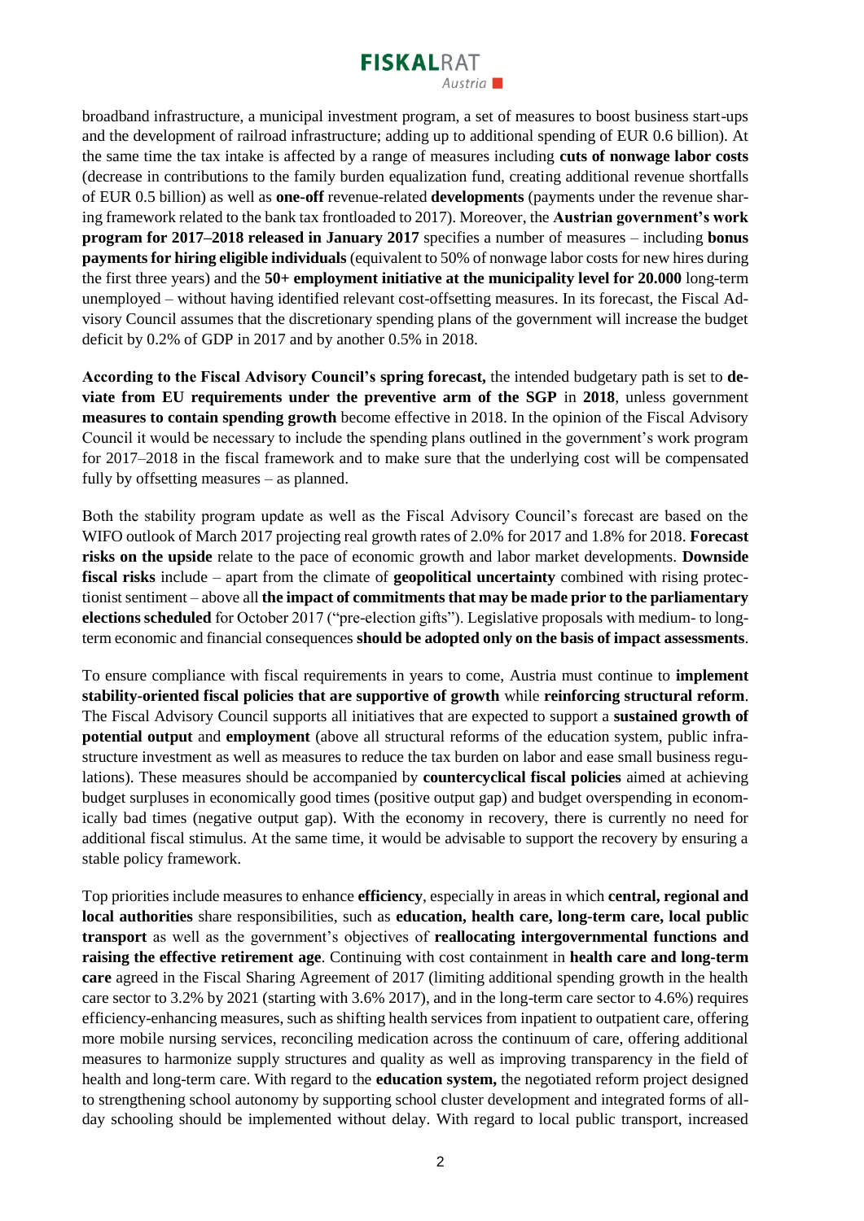broadband infrastructure, a municipal investment program, a set of measures to boost business start-ups and the development of railroad infrastructure; adding up to additional spending of EUR 0.6 billion). At the same time the tax intake is affected by a range of measures including **cuts of nonwage labor costs** (decrease in contributions to the family burden equalization fund, creating additional revenue shortfalls of EUR 0.5 billion) as well as **one-off** revenue-related **developments** (payments under the revenue sharing framework related to the bank tax frontloaded to 2017). Moreover, the **Austrian government's work program for 2017–2018 released in January 2017** specifies a number of measures – including **bonus payments for hiring eligible individuals** (equivalent to 50% of nonwage labor costs for new hires during the first three years) and the **50+ employment initiative at the municipality level for 20.000** long-term unemployed – without having identified relevant cost-offsetting measures. In its forecast, the Fiscal Advisory Council assumes that the discretionary spending plans of the government will increase the budget deficit by 0.2% of GDP in 2017 and by another 0.5% in 2018.

**According to the Fiscal Advisory Council's spring forecast,** the intended budgetary path is set to **deviate from EU requirements under the preventive arm of the SGP** in **2018**, unless government **measures to contain spending growth** become effective in 2018. In the opinion of the Fiscal Advisory Council it would be necessary to include the spending plans outlined in the government's work program for 2017–2018 in the fiscal framework and to make sure that the underlying cost will be compensated fully by offsetting measures – as planned.

Both the stability program update as well as the Fiscal Advisory Council's forecast are based on the WIFO outlook of March 2017 projecting real growth rates of 2.0% for 2017 and 1.8% for 2018. **Forecast risks on the upside** relate to the pace of economic growth and labor market developments. **Downside fiscal risks** include – apart from the climate of **geopolitical uncertainty** combined with rising protectionist sentiment – above all **the impact of commitments that may be made prior to the parliamentary elections scheduled** for October 2017 ("pre-election gifts"). Legislative proposals with medium- to long-term economic and financial consequences **should be adopted only on the basis of impact assessments**.

To ensure compliance with fiscal requirements in years to come, Austria must continue to **implement stability-oriented fiscal policies that are supportive of growth** while **reinforcing structural reform**. The Fiscal Advisory Council supports all initiatives that are expected to support a **sustained growth of potential output** and **employment** (above all structural reforms of the education system, public infrastructure investment as well as measures to reduce the tax burden on labor and ease small business regulations). These measures should be accompanied by **countercyclical fiscal policies** aimed at achieving budget surpluses in economically good times (positive output gap) and budget overspending in economically bad times (negative output gap). With the economy in recovery, there is currently no need for additional fiscal stimulus. At the same time, it would be advisable to support the recovery by ensuring a stable policy framework.

Top priorities include measures to enhance **efficiency**, especially in areas in which **central, regional and local authorities** share responsibilities, such as **education, health care, long-term care, local public transport** as well as the government's objectives of **reallocating intergovernmental functions and raising the effective retirement age**. Continuing with cost containment in **health care and long-term care** agreed in the Fiscal Sharing Agreement of 2017 (limiting additional spending growth in the health care sector to 3.2% by 2021 (starting with 3.6% 2017), and in the long-term care sector to 4.6%) requires efficiency-enhancing measures, such as shifting health services from inpatient to outpatient care, offering more mobile nursing services, reconciling medication across the continuum of care, offering additional measures to harmonize supply structures and quality as well as improving transparency in the field of health and long-term care. With regard to the **education system,** the negotiated reform project designed to strengthening school autonomy by supporting school cluster development and integrated forms of all-day schooling should be implemented without delay. With regard to local public transport, increased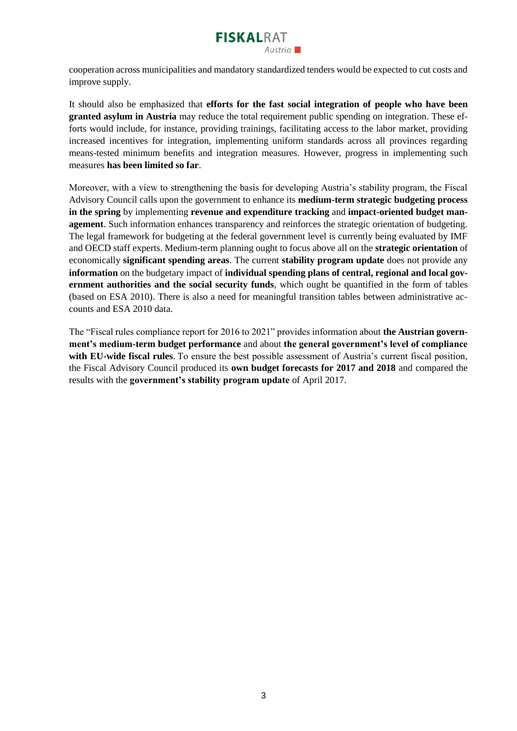cooperation across municipalities and mandatory standardized tenders would be expected to cut costs and improve supply.

It should also be emphasized that **efforts for the fast social integration of people who have been granted asylum in Austria** may reduce the total requirement public spending on integration. These efforts would include, for instance, providing trainings, facilitating access to the labor market, providing increased incentives for integration, implementing uniform standards across all provinces regarding means-tested minimum benefits and integration measures. However, progress in implementing such measures **has been limited so far**.

Moreover, with a view to strengthening the basis for developing Austria's stability program, the Fiscal Advisory Council calls upon the government to enhance its **medium-term strategic budgeting process in the spring** by implementing **revenue and expenditure tracking** and **impact-oriented budget management**. Such information enhances transparency and reinforces the strategic orientation of budgeting. The legal framework for budgeting at the federal government level is currently being evaluated by IMF and OECD staff experts. Medium-term planning ought to focus above all on the **strategic orientation** of economically **significant spending areas**. The current **stability program update** does not provide any **information** on the budgetary impact of **individual spending plans of central, regional and local government authorities and the social security funds**, which ought be quantified in the form of tables (based on ESA 2010). There is also a need for meaningful transition tables between administrative accounts and ESA 2010 data.

The "Fiscal rules compliance report for 2016 to 2021" provides information about **the Austrian government's medium-term budget performance** and about **the general government's level of compliance with EU-wide fiscal rules**. To ensure the best possible assessment of Austria's current fiscal position, the Fiscal Advisory Council produced its **own budget forecasts for 2017 and 2018** and compared the results with the **government's stability program update** of April 2017.